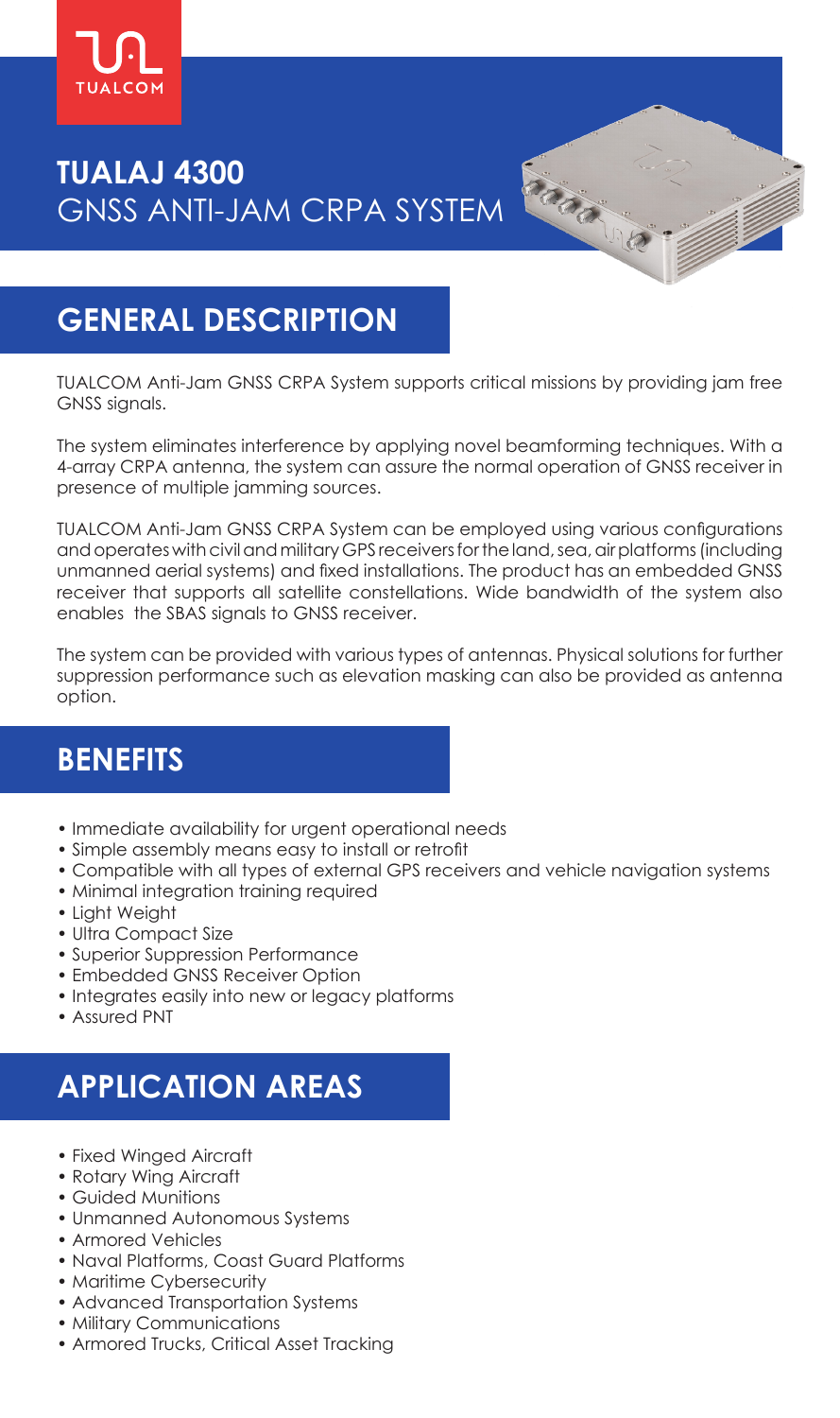TUALCOM

# TUALAJ 4300

GNSS ANTI-JAM CRPA SYSTEM

## GENERAL DESCRIPTION

TUALCOM Anti-Jam GNSS CRPA System supports critical missions by providing jam free GNSS signals.

The system eliminates interference by applying novel beamforming techniques. With a 4-array CRPA antenna, the system can assure the normal operation of GNSS receiver in presence of multiple jamming sources.

TUALCOM Anti-Jam GNSS CRPA System can be employed using various configurations and operates with civil and military GPS receivers for the land, sea, air platforms (including unmanned aerial systems) and fixed installations. The product has an embedded GNSS receiver that supports all satellite constellations. Wide bandwidth of the system also enables the SBAS signals to GNSS receiver.

The system can be provided with various types of antennas. Physical solutions for further suppression performance such as elevation masking can also be provided as antenna option.

## BENEFITS

- Immediate availability for urgent operational needs
- Simple assembly means easy to install or retrofit
- Compatible with all types of external GPS receivers and vehicle navigation systems
- Minimal integration training required
- Light Weight
- Ultra Compact Size
- Superior Suppression Performance
- Embedded GNSS Receiver Option
- Integrates easily into new or legacy platforms
- Assured PNT

## APPLICATION AREAS

- Fixed Winged Aircraft
- Rotary Wing Aircraft
- Guided Munitions
- Unmanned Autonomous Systems
- Armored Vehicles
- Naval Platforms, Coast Guard Platforms
- Maritime Cybersecurity
- Advanced Transportation Systems
- Military Communications
- Armored Trucks, Critical Asset Tracking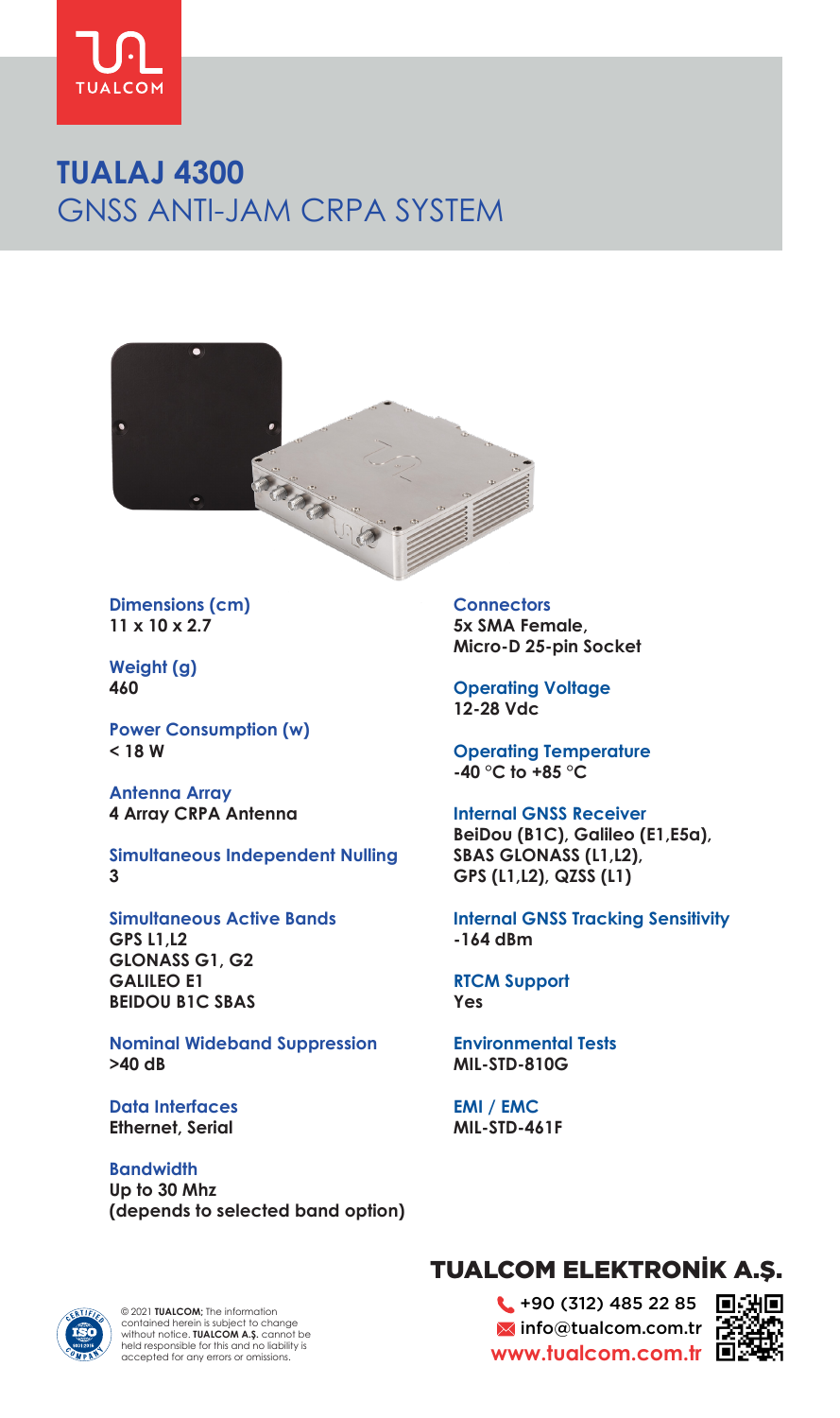# TUALAJ 4300

## GNSS ANTI-JAM CRPA SYSTEM

**Dimensions (cm)**
11 x 10 x 2.7

**Weight (g)**
460

**Power Consumption (w)**
< 18 W

**Antenna Array**
4 Array CRPA Antenna

**Simultaneous Independent Nulling**
3

**Simultaneous Active Bands**
GPS L1,L2
GLONASS G1, G2
GALILEO E1
BEIDOU B1C SBAS

**Nominal Wideband Suppression**
>40 dB

**Data Interfaces**
Ethernet, Serial

**Bandwidth**
Up to 30 Mhz
(depends to selected band option)

**Connectors**
5x SMA Female,
Micro-D 25-pin Socket

**Operating Voltage**
12-28 Vdc

**Operating Temperature**
-40 °C to +85 °C

**Internal GNSS Receiver**
BeiDou (B1C), Galileo (E1,E5a),
SBAS GLONASS (L1,L2),
GPS (L1,L2), QZSS (L1)

**Internal GNSS Tracking Sensitivity**
-164 dBm

**RTCM Support**
Yes

**Environmental Tests**
MIL-STD-810G

**EMI / EMC**
MIL-STD-461F

## TUALCOM ELEKTRONİK A.Ş.

+90 (312) 485 22 85
info@tualcom.com.tr
www.tualcom.com.tr

© 2021 **TUALCOM;** The information contained herein is subject to change without notice. **TUALCOM A.Ş.** cannot be held responsible for this and no liability is accepted for any errors or omissions.